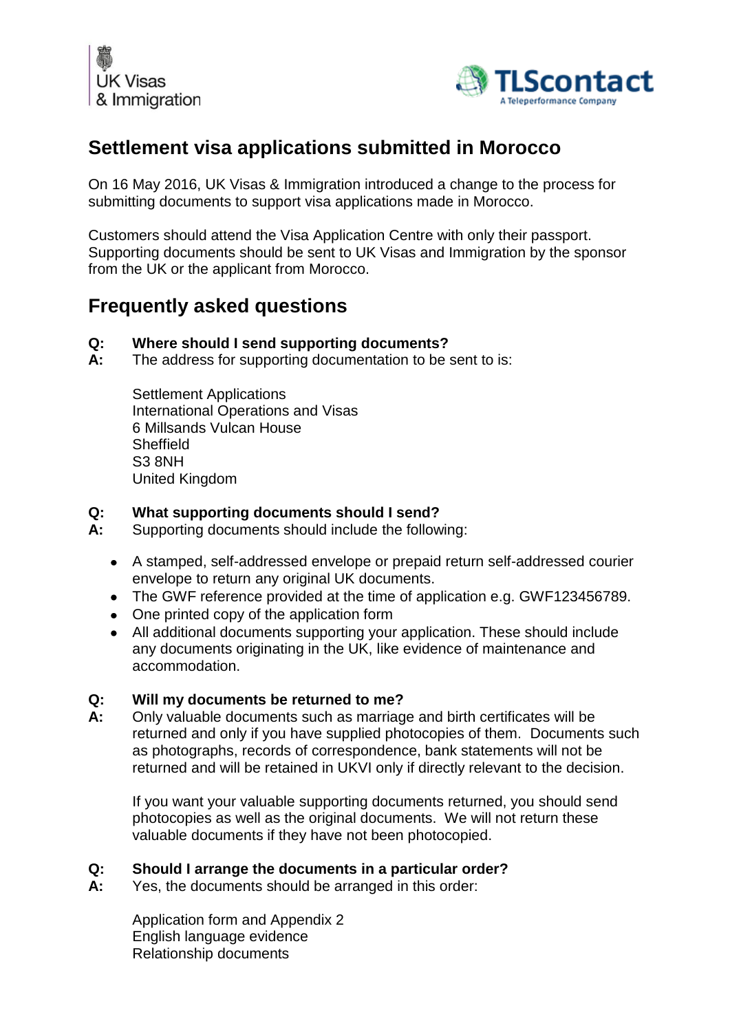UK Visas & Immigration

TLScontact
A Teleperformance Company

# Settlement visa applications submitted in Morocco

On 16 May 2016, UK Visas & Immigration introduced a change to the process for submitting documents to support visa applications made in Morocco.

Customers should attend the Visa Application Centre with only their passport. Supporting documents should be sent to UK Visas and Immigration by the sponsor from the UK or the applicant from Morocco.

## Frequently asked questions

**Q: Where should I send supporting documents?**
**A:** The address for supporting documentation to be sent to is:

Settlement Applications
International Operations and Visas
6 Millsands Vulcan House
Sheffield
S3 8NH
United Kingdom

**Q: What supporting documents should I send?**
**A:** Supporting documents should include the following:

- A stamped, self-addressed envelope or prepaid return self-addressed courier envelope to return any original UK documents.
- The GWF reference provided at the time of application e.g. GWF123456789.
- One printed copy of the application form
- All additional documents supporting your application. These should include any documents originating in the UK, like evidence of maintenance and accommodation.

**Q: Will my documents be returned to me?**
**A:** Only valuable documents such as marriage and birth certificates will be returned and only if you have supplied photocopies of them. Documents such as photographs, records of correspondence, bank statements will not be returned and will be retained in UKVI only if directly relevant to the decision.

If you want your valuable supporting documents returned, you should send photocopies as well as the original documents. We will not return these valuable documents if they have not been photocopied.

**Q: Should I arrange the documents in a particular order?**
**A:** Yes, the documents should be arranged in this order:

Application form and Appendix 2
English language evidence
Relationship documents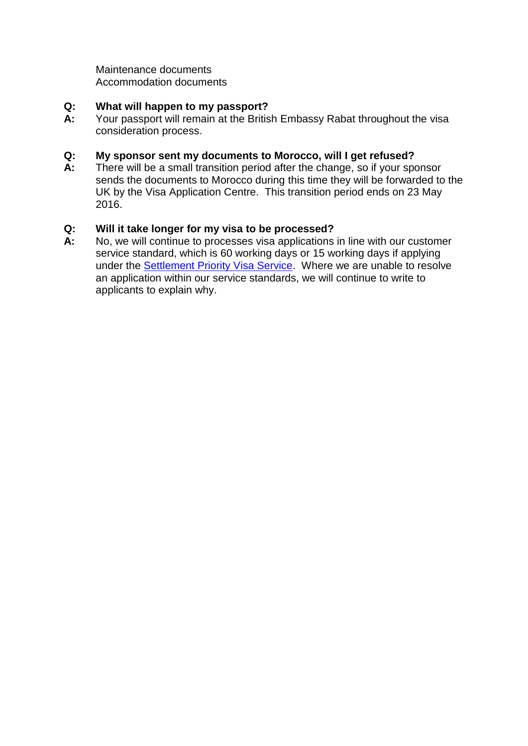Maintenance documents
Accommodation documents

**Q: What will happen to my passport?**
**A:** Your passport will remain at the British Embassy Rabat throughout the visa consideration process.

**Q: My sponsor sent my documents to Morocco, will I get refused?**
**A:** There will be a small transition period after the change, so if your sponsor sends the documents to Morocco during this time they will be forwarded to the UK by the Visa Application Centre. This transition period ends on 23 May 2016.

**Q: Will it take longer for my visa to be processed?**
**A:** No, we will continue to processes visa applications in line with our customer service standard, which is 60 working days or 15 working days if applying under the Settlement Priority Visa Service. Where we are unable to resolve an application within our service standards, we will continue to write to applicants to explain why.